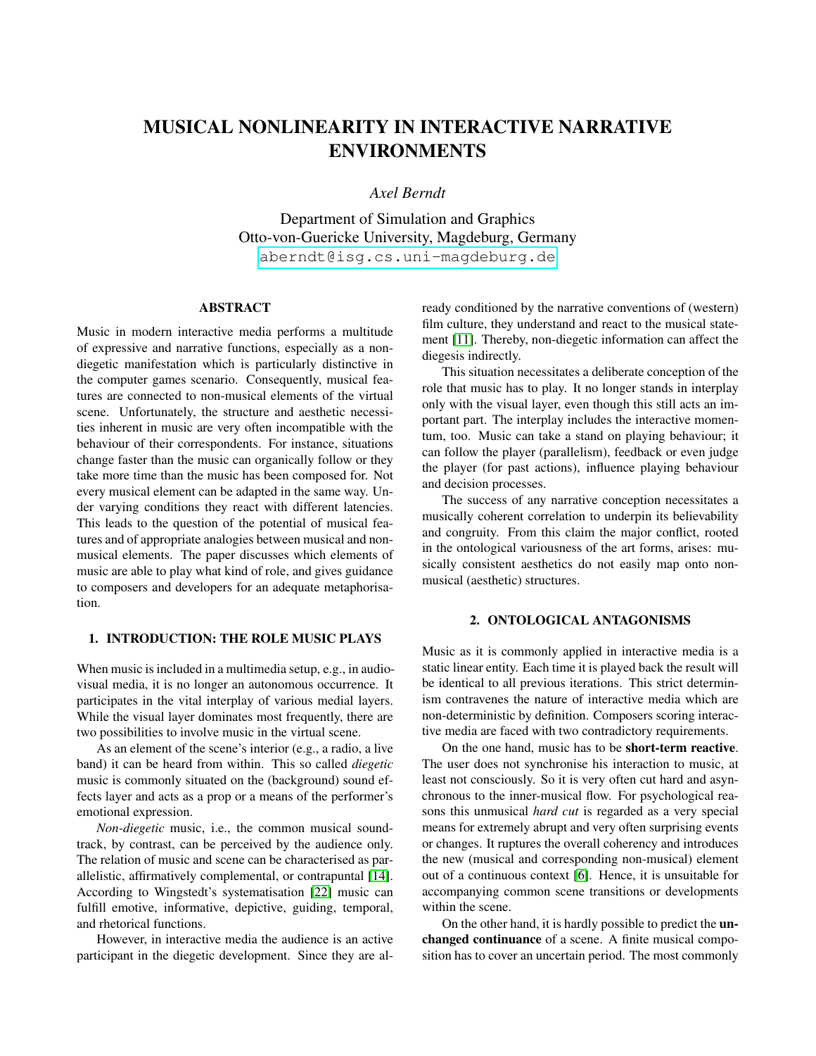# MUSICAL NONLINEARITY IN INTERACTIVE NARRATIVE ENVIRONMENTS

*Axel Berndt*

Department of Simulation and Graphics
Otto-von-Guericke University, Magdeburg, Germany
aberndt@isg.cs.uni-magdeburg.de

## ABSTRACT

Music in modern interactive media performs a multitude of expressive and narrative functions, especially as a non-diegetic manifestation which is particularly distinctive in the computer games scenario. Consequently, musical features are connected to non-musical elements of the virtual scene. Unfortunately, the structure and aesthetic necessities inherent in music are very often incompatible with the behaviour of their correspondents. For instance, situations change faster than the music can organically follow or they take more time than the music has been composed for. Not every musical element can be adapted in the same way. Under varying conditions they react with different latencies. This leads to the question of the potential of musical features and of appropriate analogies between musical and non-musical elements. The paper discusses which elements of music are able to play what kind of role, and gives guidance to composers and developers for an adequate metaphorisation.

## 1. INTRODUCTION: THE ROLE MUSIC PLAYS

When music is included in a multimedia setup, e.g., in audio-visual media, it is no longer an autonomous occurrence. It participates in the vital interplay of various medial layers. While the visual layer dominates most frequently, there are two possibilities to involve music in the virtual scene.

As an element of the scene's interior (e.g., a radio, a live band) it can be heard from within. This so called *diegetic* music is commonly situated on the (background) sound effects layer and acts as a prop or a means of the performer's emotional expression.

*Non-diegetic* music, i.e., the common musical soundtrack, by contrast, can be perceived by the audience only. The relation of music and scene can be characterised as parallelistic, affirmatively complemental, or contrapuntal [14]. According to Wingstedt's systematisation [22] music can fulfill emotive, informative, depictive, guiding, temporal, and rhetorical functions.

However, in interactive media the audience is an active participant in the diegetic development. Since they are already conditioned by the narrative conventions of (western) film culture, they understand and react to the musical statement [11]. Thereby, non-diegetic information can affect the diegesis indirectly.

This situation necessitates a deliberate conception of the role that music has to play. It no longer stands in interplay only with the visual layer, even though this still acts an important part. The interplay includes the interactive momentum, too. Music can take a stand on playing behaviour; it can follow the player (parallelism), feedback or even judge the player (for past actions), influence playing behaviour and decision processes.

The success of any narrative conception necessitates a musically coherent correlation to underpin its believability and congruity. From this claim the major conflict, rooted in the ontological variousness of the art forms, arises: musically consistent aesthetics do not easily map onto non-musical (aesthetic) structures.

## 2. ONTOLOGICAL ANTAGONISMS

Music as it is commonly applied in interactive media is a static linear entity. Each time it is played back the result will be identical to all previous iterations. This strict determinism contravenes the nature of interactive media which are non-deterministic by definition. Composers scoring interactive media are faced with two contradictory requirements.

On the one hand, music has to be **short-term reactive**. The user does not synchronise his interaction to music, at least not consciously. So it is very often cut hard and asynchronous to the inner-musical flow. For psychological reasons this unmusical *hard cut* is regarded as a very special means for extremely abrupt and very often surprising events or changes. It ruptures the overall coherency and introduces the new (musical and corresponding non-musical) element out of a continuous context [6]. Hence, it is unsuitable for accompanying common scene transitions or developments within the scene.

On the other hand, it is hardly possible to predict the **unchanged continuance** of a scene. A finite musical composition has to cover an uncertain period. The most commonly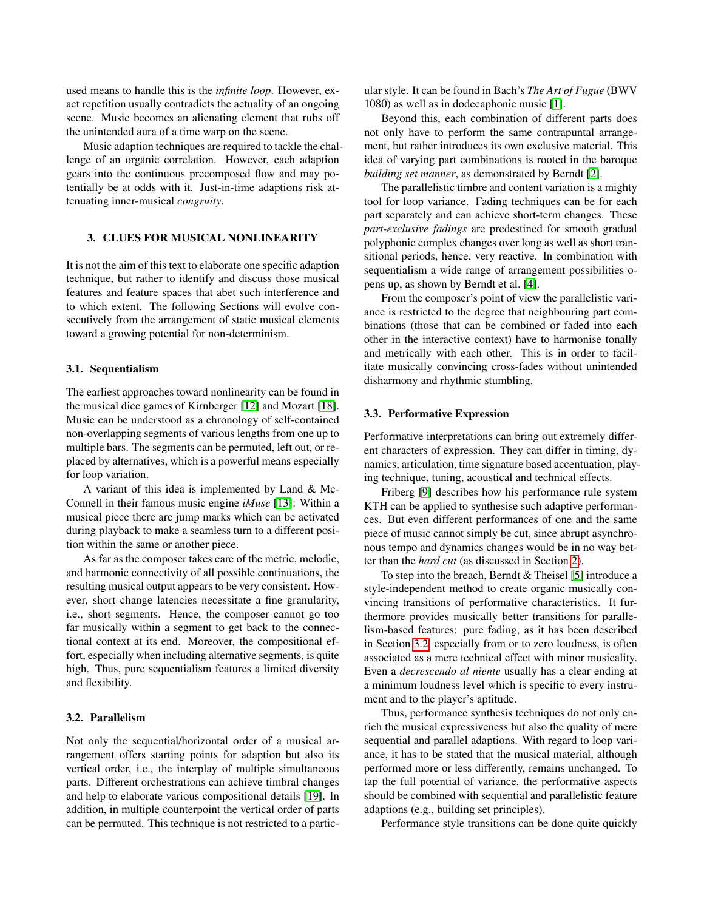used means to handle this is the *infinite loop*. However, exact repetition usually contradicts the actuality of an ongoing scene. Music becomes an alienating element that rubs off the unintended aura of a time warp on the scene.

Music adaption techniques are required to tackle the challenge of an organic correlation. However, each adaption gears into the continuous precomposed flow and may potentially be at odds with it. Just-in-time adaptions risk attenuating inner-musical *congruity*.

## 3. CLUES FOR MUSICAL NONLINEARITY

It is not the aim of this text to elaborate one specific adaption technique, but rather to identify and discuss those musical features and feature spaces that abet such interference and to which extent. The following Sections will evolve consecutively from the arrangement of static musical elements toward a growing potential for non-determinism.

### 3.1. Sequentialism

The earliest approaches toward nonlinearity can be found in the musical dice games of Kirnberger [12] and Mozart [18]. Music can be understood as a chronology of self-contained non-overlapping segments of various lengths from one up to multiple bars. The segments can be permuted, left out, or replaced by alternatives, which is a powerful means especially for loop variation.

A variant of this idea is implemented by Land & McConnell in their famous music engine *iMuse* [13]: Within a musical piece there are jump marks which can be activated during playback to make a seamless turn to a different position within the same or another piece.

As far as the composer takes care of the metric, melodic, and harmonic connectivity of all possible continuations, the resulting musical output appears to be very consistent. However, short change latencies necessitate a fine granularity, i.e., short segments. Hence, the composer cannot go too far musically within a segment to get back to the connectional context at its end. Moreover, the compositional effort, especially when including alternative segments, is quite high. Thus, pure sequentialism features a limited diversity and flexibility.

### 3.2. Parallelism

Not only the sequential/horizontal order of a musical arrangement offers starting points for adaption but also its vertical order, i.e., the interplay of multiple simultaneous parts. Different orchestrations can achieve timbral changes and help to elaborate various compositional details [19]. In addition, in multiple counterpoint the vertical order of parts can be permuted. This technique is not restricted to a particular style. It can be found in Bach's *The Art of Fugue* (BWV 1080) as well as in dodecaphonic music [1].

Beyond this, each combination of different parts does not only have to perform the same contrapuntal arrangement, but rather introduces its own exclusive material. This idea of varying part combinations is rooted in the baroque *building set manner*, as demonstrated by Berndt [2].

The parallelistic timbre and content variation is a mighty tool for loop variance. Fading techniques can be for each part separately and can achieve short-term changes. These *part-exclusive fadings* are predestined for smooth gradual polyphonic complex changes over long as well as short transitional periods, hence, very reactive. In combination with sequentialism a wide range of arrangement possibilities opens up, as shown by Berndt et al. [4].

From the composer's point of view the parallelistic variance is restricted to the degree that neighbouring part combinations (those that can be combined or faded into each other in the interactive context) have to harmonise tonally and metrically with each other. This is in order to facilitate musically convincing cross-fades without unintended disharmony and rhythmic stumbling.

### 3.3. Performative Expression

Performative interpretations can bring out extremely different characters of expression. They can differ in timing, dynamics, articulation, time signature based accentuation, playing technique, tuning, acoustical and technical effects.

Friberg [9] describes how his performance rule system KTH can be applied to synthesise such adaptive performances. But even different performances of one and the same piece of music cannot simply be cut, since abrupt asynchronous tempo and dynamics changes would be in no way better than the *hard cut* (as discussed in Section 2).

To step into the breach, Berndt & Theisel [5] introduce a style-independent method to create organic musically convincing transitions of performative characteristics. It furthermore provides musically better transitions for parallelism-based features: pure fading, as it has been described in Section 3.2, especially from or to zero loudness, is often associated as a mere technical effect with minor musicality. Even a *decrescendo al niente* usually has a clear ending at a minimum loudness level which is specific to every instrument and to the player's aptitude.

Thus, performance synthesis techniques do not only enrich the musical expressiveness but also the quality of mere sequential and parallel adaptions. With regard to loop variance, it has to be stated that the musical material, although performed more or less differently, remains unchanged. To tap the full potential of variance, the performative aspects should be combined with sequential and parallelistic feature adaptions (e.g., building set principles).

Performance style transitions can be done quite quickly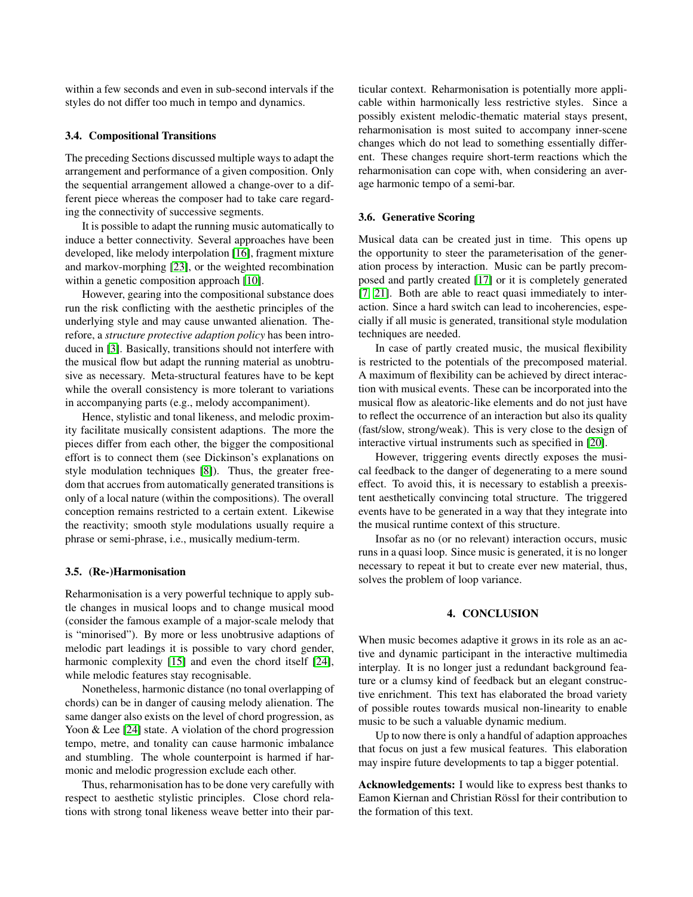within a few seconds and even in sub-second intervals if the styles do not differ too much in tempo and dynamics.

### 3.4. Compositional Transitions

The preceding Sections discussed multiple ways to adapt the arrangement and performance of a given composition. Only the sequential arrangement allowed a change-over to a different piece whereas the composer had to take care regarding the connectivity of successive segments.

It is possible to adapt the running music automatically to induce a better connectivity. Several approaches have been developed, like melody interpolation [16], fragment mixture and markov-morphing [23], or the weighted recombination within a genetic composition approach [10].

However, gearing into the compositional substance does run the risk conflicting with the aesthetic principles of the underlying style and may cause unwanted alienation. Therefore, a *structure protective adaption policy* has been introduced in [3]. Basically, transitions should not interfere with the musical flow but adapt the running material as unobtrusive as necessary. Meta-structural features have to be kept while the overall consistency is more tolerant to variations in accompanying parts (e.g., melody accompaniment).

Hence, stylistic and tonal likeness, and melodic proximity facilitate musically consistent adaptions. The more the pieces differ from each other, the bigger the compositional effort is to connect them (see Dickinson's explanations on style modulation techniques [8]). Thus, the greater freedom that accrues from automatically generated transitions is only of a local nature (within the compositions). The overall conception remains restricted to a certain extent. Likewise the reactivity; smooth style modulations usually require a phrase or semi-phrase, i.e., musically medium-term.

### 3.5. (Re-)Harmonisation

Reharmonisation is a very powerful technique to apply subtle changes in musical loops and to change musical mood (consider the famous example of a major-scale melody that is "minorised"). By more or less unobtrusive adaptions of melodic part leadings it is possible to vary chord gender, harmonic complexity [15] and even the chord itself [24], while melodic features stay recognisable.

Nonetheless, harmonic distance (no tonal overlapping of chords) can be in danger of causing melody alienation. The same danger also exists on the level of chord progression, as Yoon & Lee [24] state. A violation of the chord progression tempo, metre, and tonality can cause harmonic imbalance and stumbling. The whole counterpoint is harmed if harmonic and melodic progression exclude each other.

Thus, reharmonisation has to be done very carefully with respect to aesthetic stylistic principles. Close chord relations with strong tonal likeness weave better into their particular context. Reharmonisation is potentially more applicable within harmonically less restrictive styles. Since a possibly existent melodic-thematic material stays present, reharmonisation is most suited to accompany inner-scene changes which do not lead to something essentially different. These changes require short-term reactions which the reharmonisation can cope with, when considering an average harmonic tempo of a semi-bar.

### 3.6. Generative Scoring

Musical data can be created just in time. This opens up the opportunity to steer the parameterisation of the generation process by interaction. Music can be partly precomposed and partly created [17] or it is completely generated [7, 21]. Both are able to react quasi immediately to interaction. Since a hard switch can lead to incoherencies, especially if all music is generated, transitional style modulation techniques are needed.

In case of partly created music, the musical flexibility is restricted to the potentials of the precomposed material. A maximum of flexibility can be achieved by direct interaction with musical events. These can be incorporated into the musical flow as aleatoric-like elements and do not just have to reflect the occurrence of an interaction but also its quality (fast/slow, strong/weak). This is very close to the design of interactive virtual instruments such as specified in [20].

However, triggering events directly exposes the musical feedback to the danger of degenerating to a mere sound effect. To avoid this, it is necessary to establish a preexistent aesthetically convincing total structure. The triggered events have to be generated in a way that they integrate into the musical runtime context of this structure.

Insofar as no (or no relevant) interaction occurs, music runs in a quasi loop. Since music is generated, it is no longer necessary to repeat it but to create ever new material, thus, solves the problem of loop variance.

## 4. CONCLUSION

When music becomes adaptive it grows in its role as an active and dynamic participant in the interactive multimedia interplay. It is no longer just a redundant background feature or a clumsy kind of feedback but an elegant constructive enrichment. This text has elaborated the broad variety of possible routes towards musical non-linearity to enable music to be such a valuable dynamic medium.

Up to now there is only a handful of adaption approaches that focus on just a few musical features. This elaboration may inspire future developments to tap a bigger potential.

**Acknowledgements:** I would like to express best thanks to Eamon Kiernan and Christian Rössl for their contribution to the formation of this text.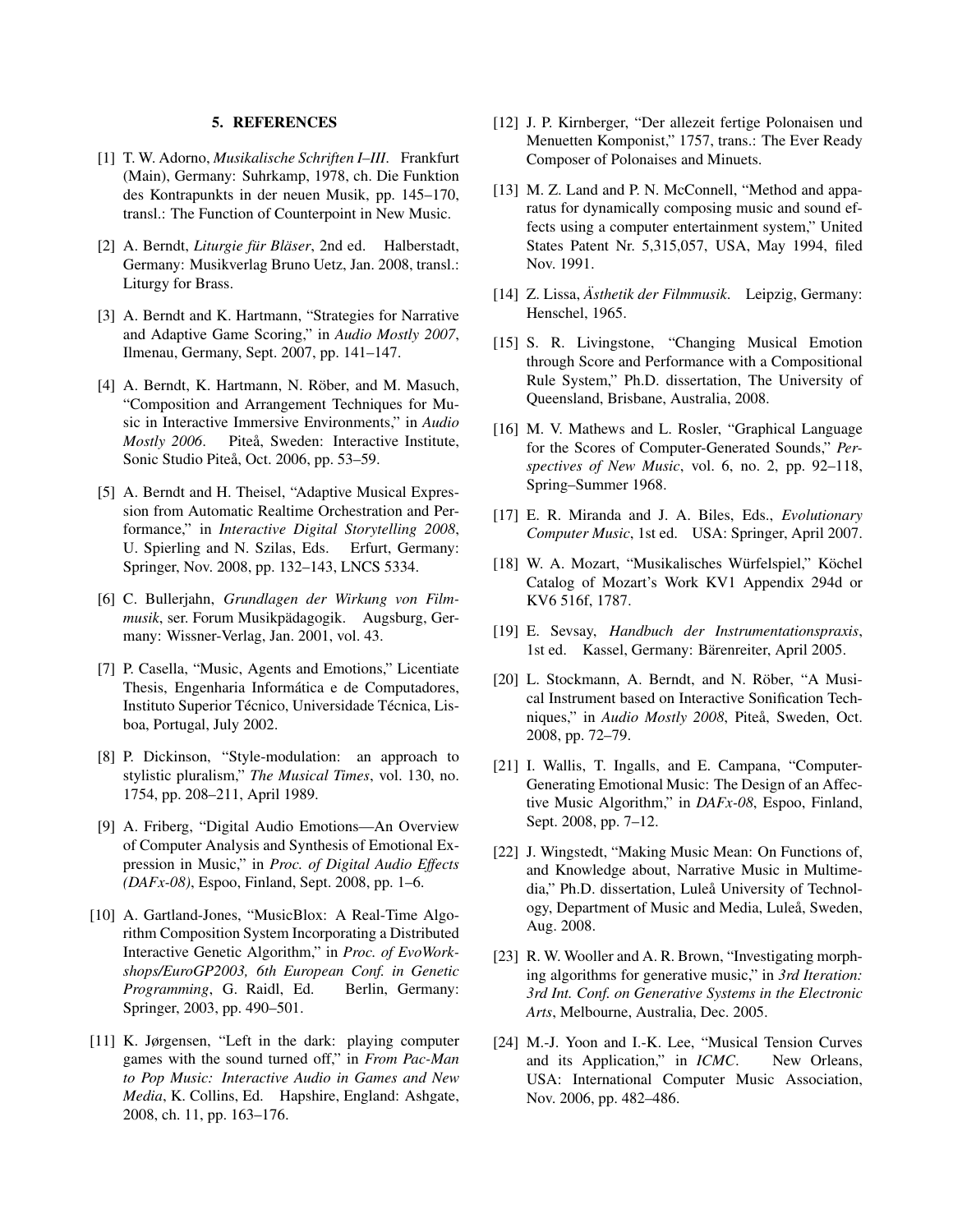## 5. REFERENCES

[1] T. W. Adorno, *Musikalische Schriften I–III*. Frankfurt (Main), Germany: Suhrkamp, 1978, ch. Die Funktion des Kontrapunkts in der neuen Musik, pp. 145–170, transl.: The Function of Counterpoint in New Music.

[2] A. Berndt, *Liturgie für Bläser*, 2nd ed. Halberstadt, Germany: Musikverlag Bruno Uetz, Jan. 2008, transl.: Liturgy for Brass.

[3] A. Berndt and K. Hartmann, "Strategies for Narrative and Adaptive Game Scoring," in *Audio Mostly 2007*, Ilmenau, Germany, Sept. 2007, pp. 141–147.

[4] A. Berndt, K. Hartmann, N. Röber, and M. Masuch, "Composition and Arrangement Techniques for Music in Interactive Immersive Environments," in *Audio Mostly 2006*. Piteå, Sweden: Interactive Institute, Sonic Studio Piteå, Oct. 2006, pp. 53–59.

[5] A. Berndt and H. Theisel, "Adaptive Musical Expression from Automatic Realtime Orchestration and Performance," in *Interactive Digital Storytelling 2008*, U. Spierling and N. Szilas, Eds. Erfurt, Germany: Springer, Nov. 2008, pp. 132–143, LNCS 5334.

[6] C. Bullerjahn, *Grundlagen der Wirkung von Filmmusik*, ser. Forum Musikpädagogik. Augsburg, Germany: Wissner-Verlag, Jan. 2001, vol. 43.

[7] P. Casella, "Music, Agents and Emotions," Licentiate Thesis, Engenharia Informática e de Computadores, Instituto Superior Técnico, Universidade Técnica, Lisboa, Portugal, July 2002.

[8] P. Dickinson, "Style-modulation: an approach to stylistic pluralism," *The Musical Times*, vol. 130, no. 1754, pp. 208–211, April 1989.

[9] A. Friberg, "Digital Audio Emotions—An Overview of Computer Analysis and Synthesis of Emotional Expression in Music," in *Proc. of Digital Audio Effects (DAFx-08)*, Espoo, Finland, Sept. 2008, pp. 1–6.

[10] A. Gartland-Jones, "MusicBlox: A Real-Time Algorithm Composition System Incorporating a Distributed Interactive Genetic Algorithm," in *Proc. of EvoWorkshops/EuroGP2003, 6th European Conf. in Genetic Programming*, G. Raidl, Ed. Berlin, Germany: Springer, 2003, pp. 490–501.

[11] K. Jørgensen, "Left in the dark: playing computer games with the sound turned off," in *From Pac-Man to Pop Music: Interactive Audio in Games and New Media*, K. Collins, Ed. Hapshire, England: Ashgate, 2008, ch. 11, pp. 163–176.

[12] J. P. Kirnberger, "Der allezeit fertige Polonaisen und Menuetten Komponist," 1757, trans.: The Ever Ready Composer of Polonaises and Minuets.

[13] M. Z. Land and P. N. McConnell, "Method and apparatus for dynamically composing music and sound effects using a computer entertainment system," United States Patent Nr. 5,315,057, USA, May 1994, filed Nov. 1991.

[14] Z. Lissa, *Ästhetik der Filmmusik*. Leipzig, Germany: Henschel, 1965.

[15] S. R. Livingstone, "Changing Musical Emotion through Score and Performance with a Compositional Rule System," Ph.D. dissertation, The University of Queensland, Brisbane, Australia, 2008.

[16] M. V. Mathews and L. Rosler, "Graphical Language for the Scores of Computer-Generated Sounds," *Perspectives of New Music*, vol. 6, no. 2, pp. 92–118, Spring–Summer 1968.

[17] E. R. Miranda and J. A. Biles, Eds., *Evolutionary Computer Music*, 1st ed. USA: Springer, April 2007.

[18] W. A. Mozart, "Musikalisches Würfelspiel," Köchel Catalog of Mozart's Work KV1 Appendix 294d or KV6 516f, 1787.

[19] E. Sevsay, *Handbuch der Instrumentationspraxis*, 1st ed. Kassel, Germany: Bärenreiter, April 2005.

[20] L. Stockmann, A. Berndt, and N. Röber, "A Musical Instrument based on Interactive Sonification Techniques," in *Audio Mostly 2008*, Piteå, Sweden, Oct. 2008, pp. 72–79.

[21] I. Wallis, T. Ingalls, and E. Campana, "Computer-Generating Emotional Music: The Design of an Affective Music Algorithm," in *DAFx-08*, Espoo, Finland, Sept. 2008, pp. 7–12.

[22] J. Wingstedt, "Making Music Mean: On Functions of, and Knowledge about, Narrative Music in Multimedia," Ph.D. dissertation, Luleå University of Technology, Department of Music and Media, Luleå, Sweden, Aug. 2008.

[23] R. W. Wooller and A. R. Brown, "Investigating morphing algorithms for generative music," in *3rd Iteration: 3rd Int. Conf. on Generative Systems in the Electronic Arts*, Melbourne, Australia, Dec. 2005.

[24] M.-J. Yoon and I.-K. Lee, "Musical Tension Curves and its Application," in *ICMC*. New Orleans, USA: International Computer Music Association, Nov. 2006, pp. 482–486.